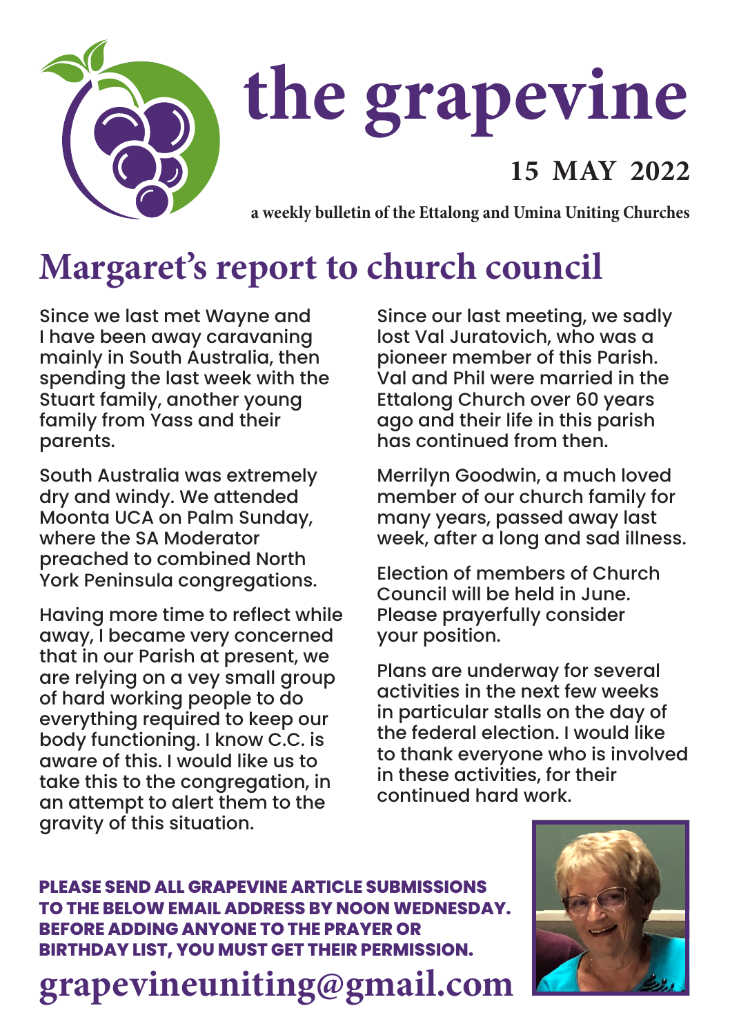# the grapevine

**15 MAY 2022**

**a weekly bulletin of the Ettalong and Umina Uniting Churches**

## Margaret's report to church council

Since we last met Wayne and I have been away caravaning mainly in South Australia, then spending the last week with the Stuart family, another young family from Yass and their parents.

South Australia was extremely dry and windy. We attended Moonta UCA on Palm Sunday, where the SA Moderator preached to combined North York Peninsula congregations.

Having more time to reflect while away, I became very concerned that in our Parish at present, we are relying on a vey small group of hard working people to do everything required to keep our body functioning. I know C.C. is aware of this. I would like us to take this to the congregation, in an attempt to alert them to the gravity of this situation.

Since our last meeting, we sadly lost Val Juratovich, who was a pioneer member of this Parish. Val and Phil were married in the Ettalong Church over 60 years ago and their life in this parish has continued from then.

Merrilyn Goodwin, a much loved member of our church family for many years, passed away last week, after a long and sad illness.

Election of members of Church Council will be held in June. Please prayerfully consider your position.

Plans are underway for several activities in the next few weeks in particular stalls on the day of the federal election. I would like to thank everyone who is involved in these activities, for their continued hard work.

**PLEASE SEND ALL GRAPEVINE ARTICLE SUBMISSIONS TO THE BELOW EMAIL ADDRESS BY NOON WEDNESDAY. BEFORE ADDING ANYONE TO THE PRAYER OR BIRTHDAY LIST, YOU MUST GET THEIR PERMISSION.**

**grapevineuniting@gmail.com**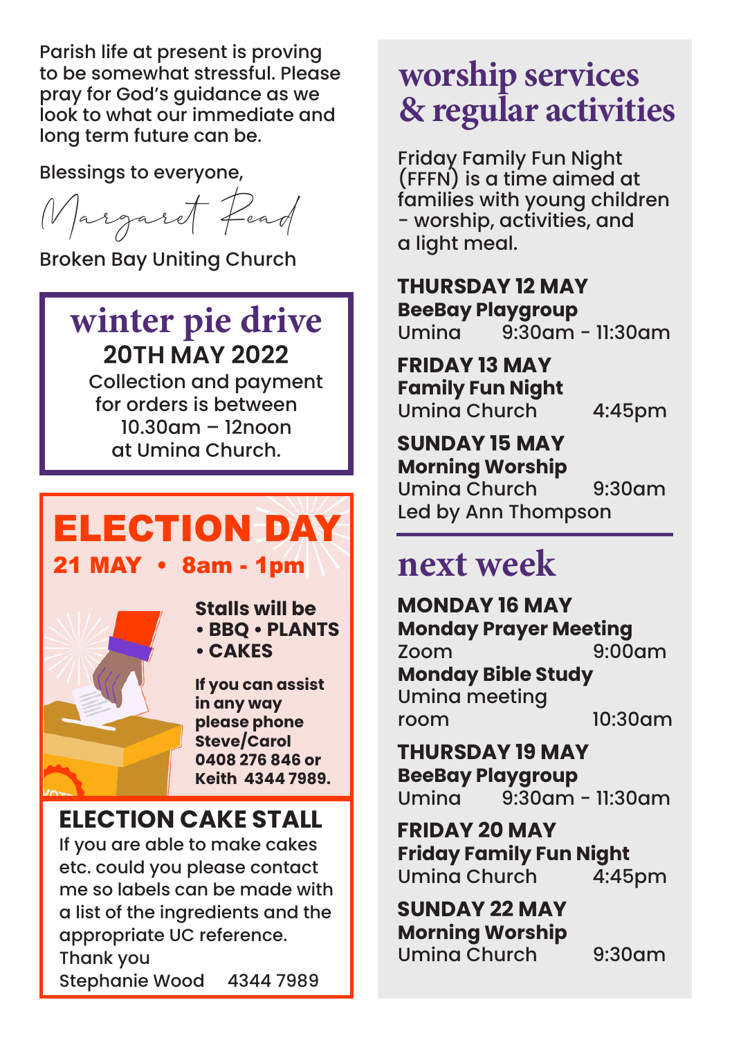Parish life at present is proving to be somewhat stressful. Please pray for God's guidance as we look to what our immediate and long term future can be.

Blessings to everyone,

Margaret Read

Broken Bay Uniting Church

## winter pie drive

**20TH MAY 2022**

Collection and payment for orders is between 10.30am – 12noon at Umina Church.

## ELECTION DAY

**21 MAY • 8am - 1pm**

**Stalls will be**
- **BBQ • PLANTS**
- **CAKES**

**If you can assist in any way please phone Steve/Carol 0408 276 846 or Keith 4344 7989.**

### ELECTION CAKE STALL

If you are able to make cakes etc. could you please contact me so labels can be made with a list of the ingredients and the appropriate UC reference.
Thank you
Stephanie Wood 4344 7989

## worship services & regular activities

Friday Family Fun Night (FFFN) is a time aimed at families with young children - worship, activities, and a light meal.

**THURSDAY 12 MAY**
**BeeBay Playgroup**
Umina 9:30am - 11:30am

**FRIDAY 13 MAY**
**Family Fun Night**
Umina Church 4:45pm

**SUNDAY 15 MAY**
**Morning Worship**
Umina Church 9:30am
Led by Ann Thompson

## next week

**MONDAY 16 MAY**
**Monday Prayer Meeting**
Zoom 9:00am
**Monday Bible Study**
Umina meeting room 10:30am

**THURSDAY 19 MAY**
**BeeBay Playgroup**
Umina 9:30am - 11:30am

**FRIDAY 20 MAY**
**Friday Family Fun Night**
Umina Church 4:45pm

**SUNDAY 22 MAY**
**Morning Worship**
Umina Church 9:30am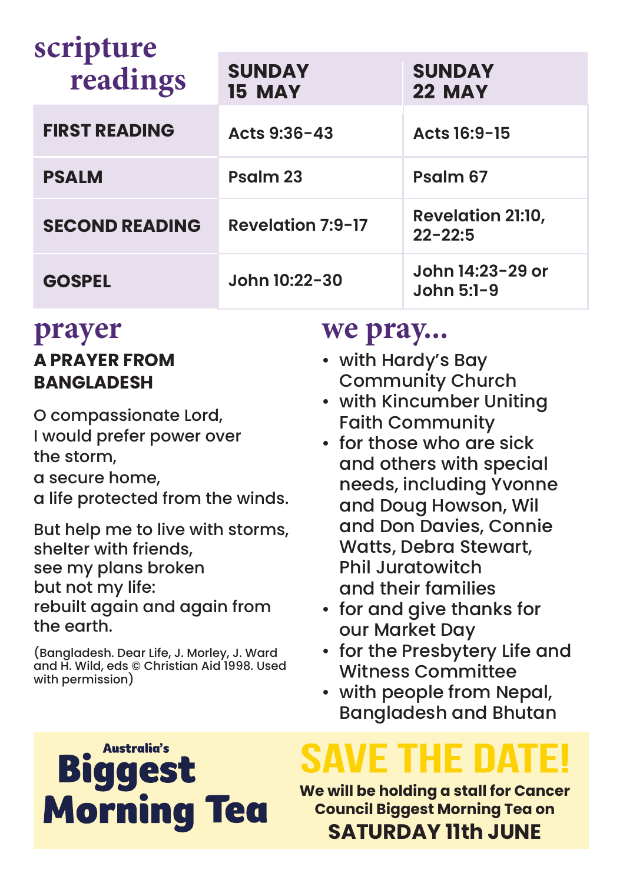## scripture readings

| | SUNDAY 15 MAY | SUNDAY 22 MAY |
|---|---|---|
| **FIRST READING** | Acts 9:36-43 | Acts 16:9-15 |
| **PSALM** | Psalm 23 | Psalm 67 |
| **SECOND READING** | Revelation 7:9-17 | Revelation 21:10, 22-22:5 |
| **GOSPEL** | John 10:22-30 | John 14:23-29 or John 5:1-9 |

## prayer

**A PRAYER FROM BANGLADESH**

O compassionate Lord,
I would prefer power over the storm,
a secure home,
a life protected from the winds.

But help me to live with storms,
shelter with friends,
see my plans broken
but not my life:
rebuilt again and again from the earth.

(Bangladesh. Dear Life, J. Morley, J. Ward and H. Wild, eds © Christian Aid 1998. Used with permission)

## we pray...

- with Hardy's Bay Community Church
- with Kincumber Uniting Faith Community
- for those who are sick and others with special needs, including Yvonne and Doug Howson, Wil and Don Davies, Connie Watts, Debra Stewart, Phil Juratowitch and their families
- for and give thanks for our Market Day
- for the Presbytery Life and Witness Committee
- with people from Nepal, Bangladesh and Bhutan

**Australia's Biggest Morning Tea**

## SAVE THE DATE!

**We will be holding a stall for Cancer Council Biggest Morning Tea on**

**SATURDAY 11th JUNE**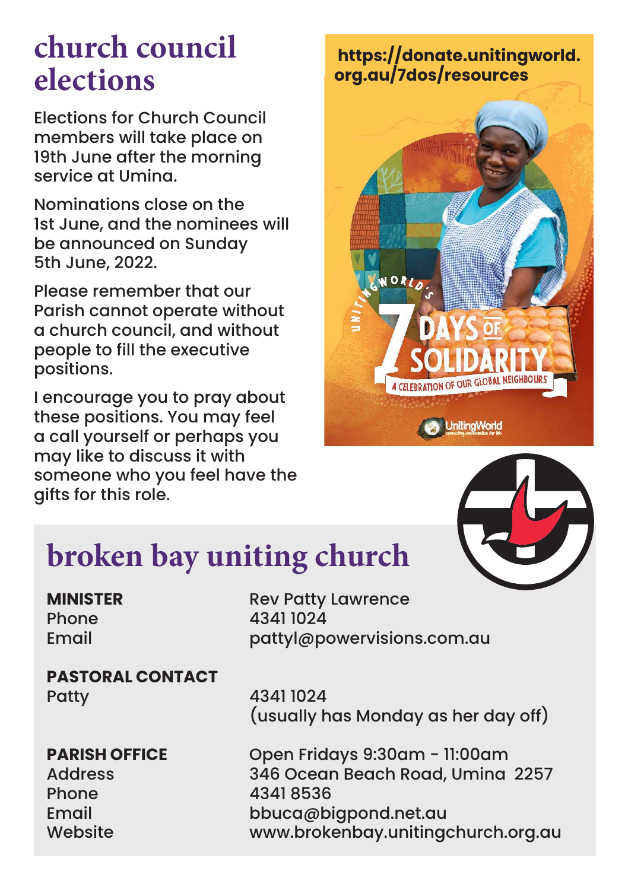# church council elections

Elections for Church Council members will take place on 19th June after the morning service at Umina.

Nominations close on the 1st June, and the nominees will be announced on Sunday 5th June, 2022.

Please remember that our Parish cannot operate without a church council, and without people to fill the executive positions.

I encourage you to pray about these positions. You may feel a call yourself or perhaps you may like to discuss it with someone who you feel have the gifts for this role.

https://donate.unitingworld.org.au/7dos/resources

UnitingWorld's 7 DAYS OF SOLIDARITY

A CELEBRATION OF OUR GLOBAL NEIGHBOURS

UnitingWorld

# broken bay uniting church

**MINISTER** Rev Patty Lawrence
Phone 4341 1024
Email pattyl@powervisions.com.au

**PASTORAL CONTACT**
Patty 4341 1024
(usually has Monday as her day off)

**PARISH OFFICE** Open Fridays 9:30am - 11:00am
Address 346 Ocean Beach Road, Umina 2257
Phone 4341 8536
Email bbuca@bigpond.net.au
Website www.brokenbay.unitingchurch.org.au